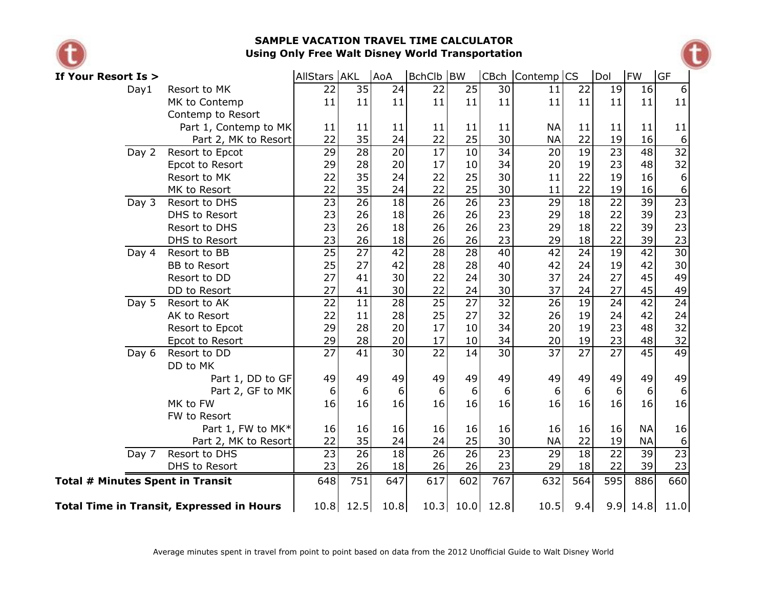# SAMPLE VACATION TRAVEL TIME CALCULATOR

## Using Only Free Walt Disney World Transportation

| **If Your Resort Is >** | | AllStars | AKL | AoA | BchClb | BW | CBch | Contemp | CS | Dol | FW | GF |
|---|---|---|---|---|---|---|---|---|---|---|---|---|
| Day1 | Resort to MK | 22 | 35 | 24 | 22 | 25 | 30 | 11 | 22 | 19 | 16 | 6 |
| | MK to Contemp | 11 | 11 | 11 | 11 | 11 | 11 | 11 | 11 | 11 | 11 | 11 |
| | Contemp to Resort | | | | | | | | | | | |
| | Part 1, Contemp to MK | 11 | 11 | 11 | 11 | 11 | 11 | NA | 11 | 11 | 11 | 11 |
| | Part 2, MK to Resort | 22 | 35 | 24 | 22 | 25 | 30 | NA | 22 | 19 | 16 | 6 |
| Day 2 | Resort to Epcot | 29 | 28 | 20 | 17 | 10 | 34 | 20 | 19 | 23 | 48 | 32 |
| | Epcot to Resort | 29 | 28 | 20 | 17 | 10 | 34 | 20 | 19 | 23 | 48 | 32 |
| | Resort to MK | 22 | 35 | 24 | 22 | 25 | 30 | 11 | 22 | 19 | 16 | 6 |
| | MK to Resort | 22 | 35 | 24 | 22 | 25 | 30 | 11 | 22 | 19 | 16 | 6 |
| Day 3 | Resort to DHS | 23 | 26 | 18 | 26 | 26 | 23 | 29 | 18 | 22 | 39 | 23 |
| | DHS to Resort | 23 | 26 | 18 | 26 | 26 | 23 | 29 | 18 | 22 | 39 | 23 |
| | Resort to DHS | 23 | 26 | 18 | 26 | 26 | 23 | 29 | 18 | 22 | 39 | 23 |
| | DHS to Resort | 23 | 26 | 18 | 26 | 26 | 23 | 29 | 18 | 22 | 39 | 23 |
| Day 4 | Resort to BB | 25 | 27 | 42 | 28 | 28 | 40 | 42 | 24 | 19 | 42 | 30 |
| | BB to Resort | 25 | 27 | 42 | 28 | 28 | 40 | 42 | 24 | 19 | 42 | 30 |
| | Resort to DD | 27 | 41 | 30 | 22 | 24 | 30 | 37 | 24 | 27 | 45 | 49 |
| | DD to Resort | 27 | 41 | 30 | 22 | 24 | 30 | 37 | 24 | 27 | 45 | 49 |
| Day 5 | Resort to AK | 22 | 11 | 28 | 25 | 27 | 32 | 26 | 19 | 24 | 42 | 24 |
| | AK to Resort | 22 | 11 | 28 | 25 | 27 | 32 | 26 | 19 | 24 | 42 | 24 |
| | Resort to Epcot | 29 | 28 | 20 | 17 | 10 | 34 | 20 | 19 | 23 | 48 | 32 |
| | Epcot to Resort | 29 | 28 | 20 | 17 | 10 | 34 | 20 | 19 | 23 | 48 | 32 |
| Day 6 | Resort to DD | 27 | 41 | 30 | 22 | 14 | 30 | 37 | 27 | 27 | 45 | 49 |
| | DD to MK | | | | | | | | | | | |
| | Part 1, DD to GF | 49 | 49 | 49 | 49 | 49 | 49 | 49 | 49 | 49 | 49 | 49 |
| | Part 2, GF to MK | 6 | 6 | 6 | 6 | 6 | 6 | 6 | 6 | 6 | 6 | 6 |
| | MK to FW | 16 | 16 | 16 | 16 | 16 | 16 | 16 | 16 | 16 | 16 | 16 |
| | FW to Resort | | | | | | | | | | | |
| | Part 1, FW to MK* | 16 | 16 | 16 | 16 | 16 | 16 | 16 | 16 | 16 | NA | 16 |
| | Part 2, MK to Resort | 22 | 35 | 24 | 24 | 25 | 30 | NA | 22 | 19 | NA | 6 |
| Day 7 | Resort to DHS | 23 | 26 | 18 | 26 | 26 | 23 | 29 | 18 | 22 | 39 | 23 |
| | DHS to Resort | 23 | 26 | 18 | 26 | 26 | 23 | 29 | 18 | 22 | 39 | 23 |
| **Total # Minutes Spent in Transit** | | 648 | 751 | 647 | 617 | 602 | 767 | 632 | 564 | 595 | 886 | 660 |
| **Total Time in Transit, Expressed in Hours** | | 10.8 | 12.5 | 10.8 | 10.3 | 10.0 | 12.8 | 10.5 | 9.4 | 9.9 | 14.8 | 11.0 |

Average minutes spent in travel from point to point based on data from the 2012 Unofficial Guide to Walt Disney World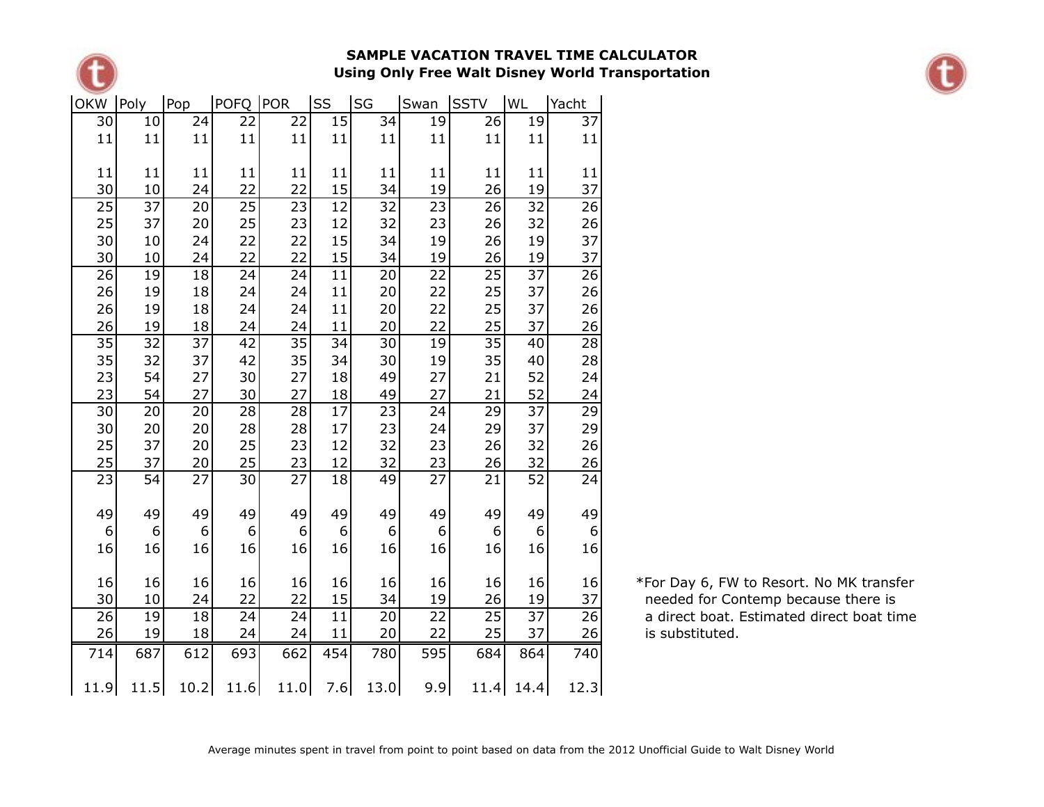## SAMPLE VACATION TRAVEL TIME CALCULATOR
## Using Only Free Walt Disney World Transportation

| OKW | Poly | Pop | POFQ | POR | SS | SG | Swan | SSTV | WL | Yacht |
|---|---|---|---|---|---|---|---|---|---|---|
| 30 | 10 | 24 | 22 | 22 | 15 | 34 | 19 | 26 | 19 | 37 |
| 11 | 11 | 11 | 11 | 11 | 11 | 11 | 11 | 11 | 11 | 11 |
| | | | | | | | | | | |
| 11 | 11 | 11 | 11 | 11 | 11 | 11 | 11 | 11 | 11 | 11 |
| 30 | 10 | 24 | 22 | 22 | 15 | 34 | 19 | 26 | 19 | 37 |
| 25 | 37 | 20 | 25 | 23 | 12 | 32 | 23 | 26 | 32 | 26 |
| 25 | 37 | 20 | 25 | 23 | 12 | 32 | 23 | 26 | 32 | 26 |
| 30 | 10 | 24 | 22 | 22 | 15 | 34 | 19 | 26 | 19 | 37 |
| 30 | 10 | 24 | 22 | 22 | 15 | 34 | 19 | 26 | 19 | 37 |
| 26 | 19 | 18 | 24 | 24 | 11 | 20 | 22 | 25 | 37 | 26 |
| 26 | 19 | 18 | 24 | 24 | 11 | 20 | 22 | 25 | 37 | 26 |
| 26 | 19 | 18 | 24 | 24 | 11 | 20 | 22 | 25 | 37 | 26 |
| 26 | 19 | 18 | 24 | 24 | 11 | 20 | 22 | 25 | 37 | 26 |
| 35 | 32 | 37 | 42 | 35 | 34 | 30 | 19 | 35 | 40 | 28 |
| 35 | 32 | 37 | 42 | 35 | 34 | 30 | 19 | 35 | 40 | 28 |
| 23 | 54 | 27 | 30 | 27 | 18 | 49 | 27 | 21 | 52 | 24 |
| 23 | 54 | 27 | 30 | 27 | 18 | 49 | 27 | 21 | 52 | 24 |
| 30 | 20 | 20 | 28 | 28 | 17 | 23 | 24 | 29 | 37 | 29 |
| 30 | 20 | 20 | 28 | 28 | 17 | 23 | 24 | 29 | 37 | 29 |
| 25 | 37 | 20 | 25 | 23 | 12 | 32 | 23 | 26 | 32 | 26 |
| 25 | 37 | 20 | 25 | 23 | 12 | 32 | 23 | 26 | 32 | 26 |
| 23 | 54 | 27 | 30 | 27 | 18 | 49 | 27 | 21 | 52 | 24 |
| | | | | | | | | | | |
| 49 | 49 | 49 | 49 | 49 | 49 | 49 | 49 | 49 | 49 | 49 |
| 6 | 6 | 6 | 6 | 6 | 6 | 6 | 6 | 6 | 6 | 6 |
| 16 | 16 | 16 | 16 | 16 | 16 | 16 | 16 | 16 | 16 | 16 |
| | | | | | | | | | | |
| 16 | 16 | 16 | 16 | 16 | 16 | 16 | 16 | 16 | 16 | 16 |
| 30 | 10 | 24 | 22 | 22 | 15 | 34 | 19 | 26 | 19 | 37 |
| 26 | 19 | 18 | 24 | 24 | 11 | 20 | 22 | 25 | 37 | 26 |
| 26 | 19 | 18 | 24 | 24 | 11 | 20 | 22 | 25 | 37 | 26 |
| 714 | 687 | 612 | 693 | 662 | 454 | 780 | 595 | 684 | 864 | 740 |
| | | | | | | | | | | |
| 11.9 | 11.5 | 10.2 | 11.6 | 11.0 | 7.6 | 13.0 | 9.9 | 11.4 | 14.4 | 12.3 |

*For Day 6, FW to Resort. No MK transfer needed for Contemp because there is a direct boat. Estimated direct boat time is substituted.

Average minutes spent in travel from point to point based on data from the 2012 Unofficial Guide to Walt Disney World